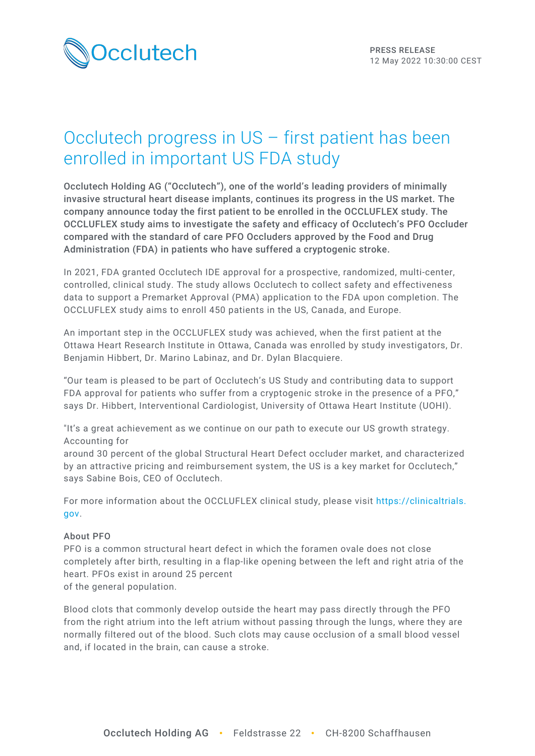PRESS RELEASE
12 May 2022 10:30:00 CEST

# Occlutech progress in US – first patient has been enrolled in important US FDA study

**Occlutech Holding AG ("Occlutech"), one of the world's leading providers of minimally invasive structural heart disease implants, continues its progress in the US market. The company announce today the first patient to be enrolled in the OCCLUFLEX study. The OCCLUFLEX study aims to investigate the safety and efficacy of Occlutech's PFO Occluder compared with the standard of care PFO Occluders approved by the Food and Drug Administration (FDA) in patients who have suffered a cryptogenic stroke.**

In 2021, FDA granted Occlutech IDE approval for a prospective, randomized, multi-center, controlled, clinical study. The study allows Occlutech to collect safety and effectiveness data to support a Premarket Approval (PMA) application to the FDA upon completion. The OCCLUFLEX study aims to enroll 450 patients in the US, Canada, and Europe.

An important step in the OCCLUFLEX study was achieved, when the first patient at the Ottawa Heart Research Institute in Ottawa, Canada was enrolled by study investigators, Dr. Benjamin Hibbert, Dr. Marino Labinaz, and Dr. Dylan Blacquiere.

"Our team is pleased to be part of Occlutech's US Study and contributing data to support FDA approval for patients who suffer from a cryptogenic stroke in the presence of a PFO," says Dr. Hibbert, Interventional Cardiologist, University of Ottawa Heart Institute (UOHI).

"It's a great achievement as we continue on our path to execute our US growth strategy. Accounting for around 30 percent of the global Structural Heart Defect occluder market, and characterized by an attractive pricing and reimbursement system, the US is a key market for Occlutech," says Sabine Bois, CEO of Occlutech.

For more information about the OCCLUFLEX clinical study, please visit https://clinicaltrials.gov.

**About PFO**

PFO is a common structural heart defect in which the foramen ovale does not close completely after birth, resulting in a flap-like opening between the left and right atria of the heart. PFOs exist in around 25 percent of the general population.

Blood clots that commonly develop outside the heart may pass directly through the PFO from the right atrium into the left atrium without passing through the lungs, where they are normally filtered out of the blood. Such clots may cause occlusion of a small blood vessel and, if located in the brain, can cause a stroke.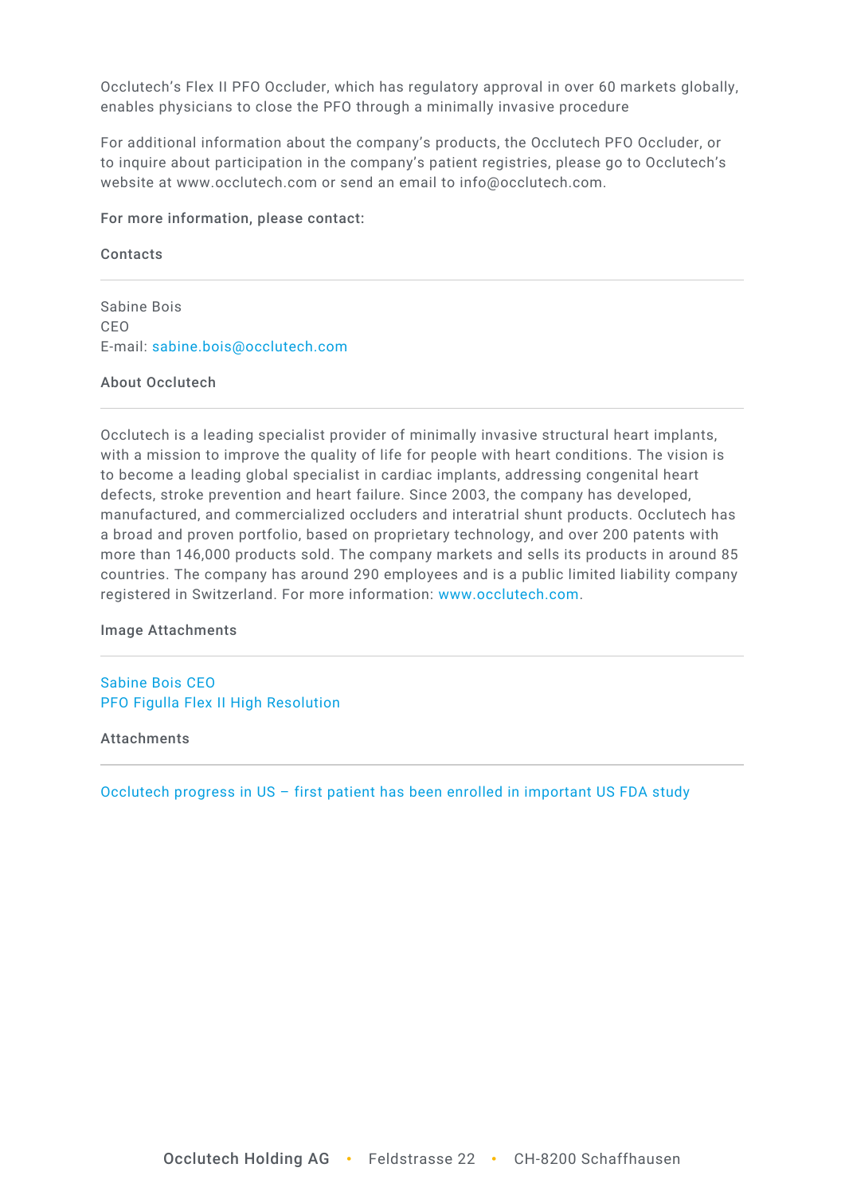Occlutech's Flex II PFO Occluder, which has regulatory approval in over 60 markets globally, enables physicians to close the PFO through a minimally invasive procedure

For additional information about the company's products, the Occlutech PFO Occluder, or to inquire about participation in the company's patient registries, please go to Occlutech's website at www.occlutech.com or send an email to info@occlutech.com.

**For more information, please contact:**

**Contacts**

---

Sabine Bois
CEO
E-mail: sabine.bois@occlutech.com

**About Occlutech**

---

Occlutech is a leading specialist provider of minimally invasive structural heart implants, with a mission to improve the quality of life for people with heart conditions. The vision is to become a leading global specialist in cardiac implants, addressing congenital heart defects, stroke prevention and heart failure. Since 2003, the company has developed, manufactured, and commercialized occluders and interatrial shunt products. Occlutech has a broad and proven portfolio, based on proprietary technology, and over 200 patents with more than 146,000 products sold. The company markets and sells its products in around 85 countries. The company has around 290 employees and is a public limited liability company registered in Switzerland. For more information: www.occlutech.com.

**Image Attachments**

---

Sabine Bois CEO
PFO Figulla Flex II High Resolution

**Attachments**

---

Occlutech progress in US – first patient has been enrolled in important US FDA study

Occlutech Holding AG • Feldstrasse 22 • CH-8200 Schaffhausen